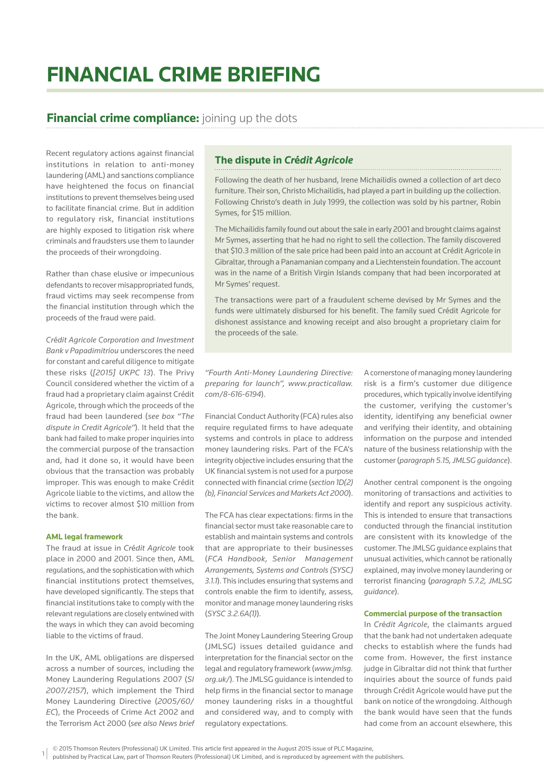# FINANCIAL CRIME BRIEFING

## **Financial crime compliance:** joining up the dots

Recent regulatory actions against financial institutions in relation to anti-money laundering (AML) and sanctions compliance have heightened the focus on financial institutions to prevent themselves being used to facilitate financial crime. But in addition to regulatory risk, financial institutions are highly exposed to litigation risk where criminals and fraudsters use them to launder the proceeds of their wrongdoing.

Rather than chase elusive or impecunious defendants to recover misappropriated funds, fraud victims may seek recompense from the financial institution through which the proceeds of the fraud were paid.

*Crédit Agricole Corporation and Investment Bank v Papadimitriou* underscores the need for constant and careful diligence to mitigate these risks (*[2015] UKPC 13*). The Privy Council considered whether the victim of a fraud had a proprietary claim against Crédit Agricole, through which the proceeds of the fraud had been laundered (*see box "The dispute in Credit Agricole"*). It held that the bank had failed to make proper inquiries into the commercial purpose of the transaction and, had it done so, it would have been obvious that the transaction was probably improper. This was enough to make Crédit Agricole liable to the victims, and allow the victims to recover almost $10 million from the bank.

> ### The dispute in *Crédit Agricole*
>
> Following the death of her husband, Irene Michailidis owned a collection of art deco furniture. Their son, Christo Michailidis, had played a part in building up the collection. Following Christo's death in July 1999, the collection was sold by his partner, Robin Symes, for $15 million.
>
> The Michailidis family found out about the sale in early 2001 and brought claims against Mr Symes, asserting that he had no right to sell the collection. The family discovered that $10.3 million of the sale price had been paid into an account at Crédit Agricole in Gibraltar, through a Panamanian company and a Liechtenstein foundation. The account was in the name of a British Virgin Islands company that had been incorporated at Mr Symes' request.
>
> The transactions were part of a fraudulent scheme devised by Mr Symes and the funds were ultimately disbursed for his benefit. The family sued Crédit Agricole for dishonest assistance and knowing receipt and also brought a proprietary claim for the proceeds of the sale.

### AML legal framework

The fraud at issue in *Crédit Agricole* took place in 2000 and 2001. Since then, AML regulations, and the sophistication with which financial institutions protect themselves, have developed significantly. The steps that financial institutions take to comply with the relevant regulations are closely entwined with the ways in which they can avoid becoming liable to the victims of fraud.

In the UK, AML obligations are dispersed across a number of sources, including the Money Laundering Regulations 2007 (*SI 2007/2157*), which implement the Third Money Laundering Directive (*2005/60/EC*), the Proceeds of Crime Act 2002 and the Terrorism Act 2000 (*see also News brief "Fourth Anti-Money Laundering Directive: preparing for launch", www.practicallaw.com/8-616-6194*).

Financial Conduct Authority (FCA) rules also require regulated firms to have adequate systems and controls in place to address money laundering risks. Part of the FCA's integrity objective includes ensuring that the UK financial system is not used for a purpose connected with financial crime (*section 1D(2)(b), Financial Services and Markets Act 2000*).

The FCA has clear expectations: firms in the financial sector must take reasonable care to establish and maintain systems and controls that are appropriate to their businesses (*FCA Handbook, Senior Management Arrangements, Systems and Controls (SYSC) 3.1.1*). This includes ensuring that systems and controls enable the firm to identify, assess, monitor and manage money laundering risks (*SYSC 3.2.6A(1)*).

The Joint Money Laundering Steering Group (JMLSG) issues detailed guidance and interpretation for the financial sector on the legal and regulatory framework (*www.jmlsg.org.uk/*). The JMLSG guidance is intended to help firms in the financial sector to manage money laundering risks in a thoughtful and considered way, and to comply with regulatory expectations.

A cornerstone of managing money laundering risk is a firm's customer due diligence procedures, which typically involve identifying the customer, verifying the customer's identity, identifying any beneficial owner and verifying their identity, and obtaining information on the purpose and intended nature of the business relationship with the customer (*paragraph 5.15, JMLSG guidance*).

Another central component is the ongoing monitoring of transactions and activities to identify and report any suspicious activity. This is intended to ensure that transactions conducted through the financial institution are consistent with its knowledge of the customer. The JMLSG guidance explains that unusual activities, which cannot be rationally explained, may involve money laundering or terrorist financing (*paragraph 5.7.2, JMLSG guidance*).

### Commercial purpose of the transaction

In *Crédit Agricole*, the claimants argued that the bank had not undertaken adequate checks to establish where the funds had come from. However, the first instance judge in Gibraltar did not think that further inquiries about the source of funds paid through Crédit Agricole would have put the bank on notice of the wrongdoing. Although the bank would have seen that the funds had come from an account elsewhere, this

© 2015 Thomson Reuters (Professional) UK Limited. This article first appeared in the August 2015 issue of PLC Magazine, published by Practical Law, part of Thomson Reuters (Professional) UK Limited, and is reproduced by agreement with the publishers.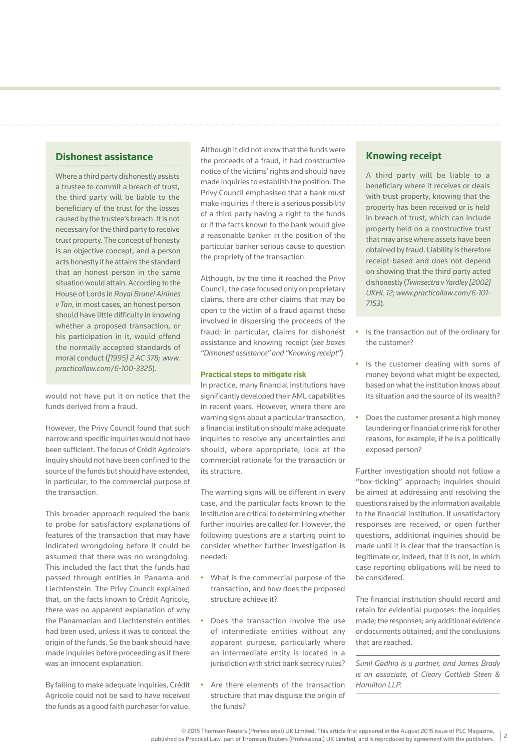would not have put it on notice that the funds derived from a fraud.

However, the Privy Council found that such narrow and specific inquiries would not have been sufficient. The focus of Crédit Agricole's inquiry should not have been confined to the source of the funds but should have extended, in particular, to the commercial purpose of the transaction.

This broader approach required the bank to probe for satisfactory explanations of features of the transaction that may have indicated wrongdoing before it could be assumed that there was no wrongdoing. This included the fact that the funds had passed through entities in Panama and Liechtenstein. The Privy Council explained that, on the facts known to Crédit Agricole, there was no apparent explanation of why the Panamanian and Liechtenstein entities had been used, unless it was to conceal the origin of the funds. So the bank should have made inquiries before proceeding as if there was an innocent explanation.

By failing to make adequate inquiries, Crédit Agricole could not be said to have received the funds as a good faith purchaser for value. Although it did not know that the funds were the proceeds of a fraud, it had constructive notice of the victims' rights and should have made inquiries to establish the position. The Privy Council emphasised that a bank must make inquiries if there is a serious possibility of a third party having a right to the funds or if the facts known to the bank would give a reasonable banker in the position of the particular banker serious cause to question the propriety of the transaction.

Although, by the time it reached the Privy Council, the case focused only on proprietary claims, there are other claims that may be open to the victim of a fraud against those involved in dispersing the proceeds of the fraud; in particular, claims for dishonest assistance and knowing receipt (*see boxes "Dishonest assistance" and "Knowing receipt"*).

> ## Dishonest assistance
>
> Where a third party dishonestly assists a trustee to commit a breach of trust, the third party will be liable to the beneficiary of the trust for the losses caused by the trustee's breach. It is not necessary for the third party to receive trust property. The concept of honesty is an objective concept, and a person acts honestly if he attains the standard that an honest person in the same situation would attain. According to the House of Lords in *Royal Brunei Airlines v Tan*, in most cases, an honest person should have little difficulty in knowing whether a proposed transaction, or his participation in it, would offend the normally accepted standards of moral conduct (*[1995] 2 AC 378; www.practicallaw.com/6-100-3325*).

> ## Knowing receipt
>
> A third party will be liable to a beneficiary where it receives or deals with trust property, knowing that the property has been received or is held in breach of trust, which can include property held on a constructive trust that may arise where assets have been obtained by fraud. Liability is therefore receipt-based and does not depend on showing that the third party acted dishonestly (*Twinsectra v Yardley [2002] UKHL 12; www.practicallaw.com/6-101-7153*).

### Practical steps to mitigate risk

In practice, many financial institutions have significantly developed their AML capabilities in recent years. However, where there are warning signs about a particular transaction, a financial institution should make adequate inquiries to resolve any uncertainties and should, where appropriate, look at the commercial rationale for the transaction or its structure.

The warning signs will be different in every case, and the particular facts known to the institution are critical to determining whether further inquiries are called for. However, the following questions are a starting point to consider whether further investigation is needed:

- What is the commercial purpose of the transaction, and how does the proposed structure achieve it?
- Does the transaction involve the use of intermediate entities without any apparent purpose, particularly where an intermediate entity is located in a jurisdiction with strict bank secrecy rules?
- Are there elements of the transaction structure that may disguise the origin of the funds?
- Is the transaction out of the ordinary for the customer?
- Is the customer dealing with sums of money beyond what might be expected, based on what the institution knows about its situation and the source of its wealth?
- Does the customer present a high money laundering or financial crime risk for other reasons, for example, if he is a politically exposed person?

Further investigation should not follow a "box-ticking" approach; inquiries should be aimed at addressing and resolving the questions raised by the information available to the financial institution. If unsatisfactory responses are received, or open further questions, additional inquiries should be made until it is clear that the transaction is legitimate or, indeed, that it is not, in which case reporting obligations will be need to be considered.

The financial institution should record and retain for evidential purposes: the inquiries made; the responses; any additional evidence or documents obtained; and the conclusions that are reached.

---

*Sunil Gadhia is a partner, and James Brady is an associate, at Cleary Gottlieb Steen & Hamilton LLP.*

---

© 2015 Thomson Reuters (Professional) UK Limited. This article first appeared in the August 2015 issue of PLC Magazine, published by Practical Law, part of Thomson Reuters (Professional) UK Limited, and is reproduced by agreement with the publishers.